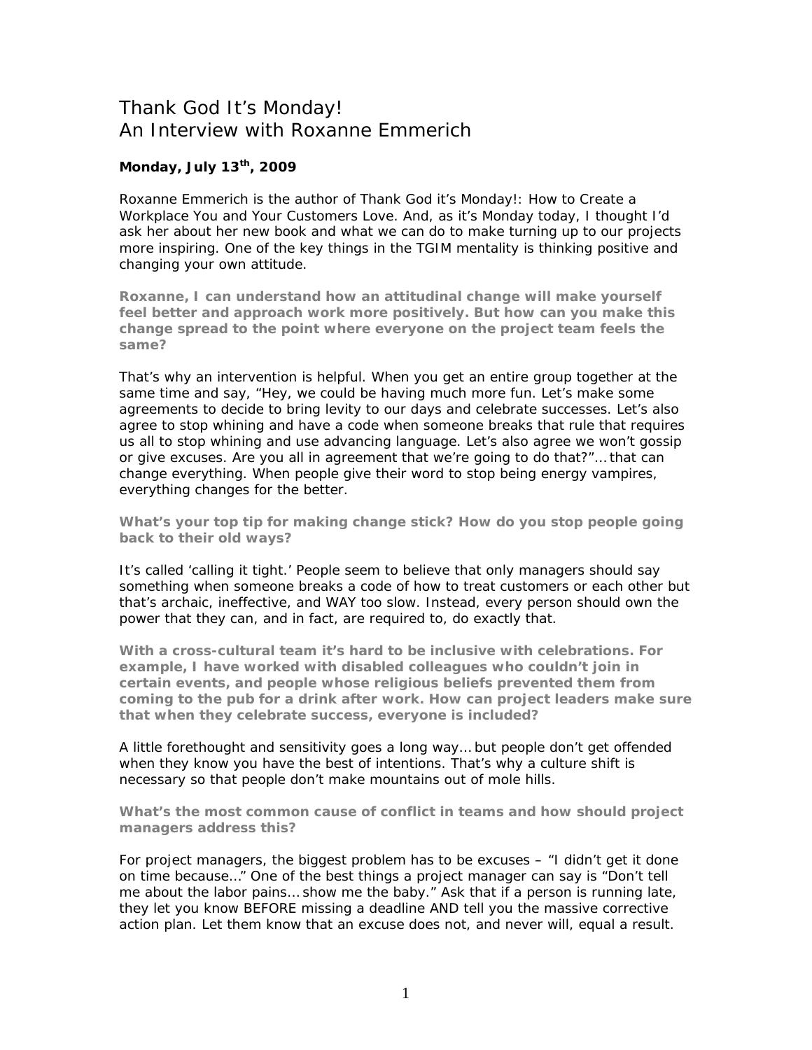# Thank God It's Monday!
# An Interview with Roxanne Emmerich

**Monday, July 13th, 2009**

Roxanne Emmerich is the author of Thank God it's Monday!: How to Create a Workplace You and Your Customers Love. And, as it's Monday today, I thought I'd ask her about her new book and what we can do to make turning up to our projects more inspiring. One of the key things in the TGIM mentality is thinking positive and changing your own attitude.

**Roxanne, I can understand how an attitudinal change will make yourself feel better and approach work more positively. But how can you make this change spread to the point where everyone on the project team feels the same?**

That's why an intervention is helpful. When you get an entire group together at the same time and say, "Hey, we could be having much more fun. Let's make some agreements to decide to bring levity to our days and celebrate successes. Let's also agree to stop whining and have a code when someone breaks that rule that requires us all to stop whining and use advancing language. Let's also agree we won't gossip or give excuses. Are you all in agreement that we're going to do that?"… that can change everything. When people give their word to stop being energy vampires, everything changes for the better.

**What's your top tip for making change stick? How do you stop people going back to their old ways?**

It's called 'calling it tight.' People seem to believe that only managers should say something when someone breaks a code of how to treat customers or each other but that's archaic, ineffective, and WAY too slow. Instead, every person should own the power that they can, and in fact, are required to, do exactly that.

**With a cross-cultural team it's hard to be inclusive with celebrations. For example, I have worked with disabled colleagues who couldn't join in certain events, and people whose religious beliefs prevented them from coming to the pub for a drink after work. How can project leaders make sure that when they celebrate success, everyone is included?**

A little forethought and sensitivity goes a long way… but people don't get offended when they know you have the best of intentions. That's why a culture shift is necessary so that people don't make mountains out of mole hills.

**What's the most common cause of conflict in teams and how should project managers address this?**

For project managers, the biggest problem has to be excuses – "I didn't get it done on time because…" One of the best things a project manager can say is "Don't tell me about the labor pains… show me the baby." Ask that if a person is running late, they let you know BEFORE missing a deadline AND tell you the massive corrective action plan. Let them know that an excuse does not, and never will, equal a result.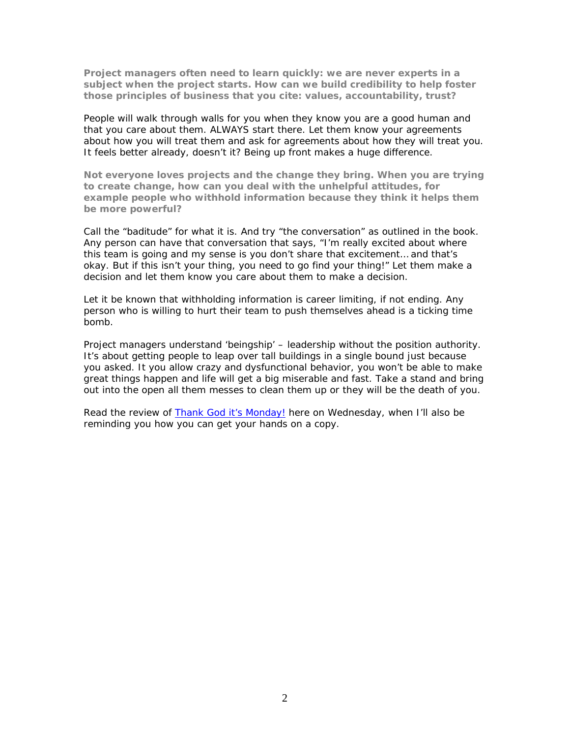**Project managers often need to learn quickly: we are never experts in a subject when the project starts. How can we build credibility to help foster those principles of business that you cite: values, accountability, trust?**

People will walk through walls for you when they know you are a good human and that you care about them. ALWAYS start there. Let them know your agreements about how you will treat them and ask for agreements about how they will treat you. It feels better already, doesn't it? Being up front makes a huge difference.

**Not everyone loves projects and the change they bring. When you are trying to create change, how can you deal with the unhelpful attitudes, for example people who withhold information because they think it helps them be more powerful?**

Call the "baditude" for what it is. And try "the conversation" as outlined in the book. Any person can have that conversation that says, "I'm really excited about where this team is going and my sense is you don't share that excitement… and that's okay. But if this isn't your thing, you need to go find your thing!" Let them make a decision and let them know you care about them to make a decision.

Let it be known that withholding information is career limiting, if not ending. Any person who is willing to hurt their team to push themselves ahead is a ticking time bomb.

Project managers understand 'beingship' – leadership without the position authority. It's about getting people to leap over tall buildings in a single bound just because you asked. It you allow crazy and dysfunctional behavior, you won't be able to make great things happen and life will get a big miserable and fast. Take a stand and bring out into the open all them messes to clean them up or they will be the death of you.

Read the review of [Thank God it's Monday!]() here on Wednesday, when I'll also be reminding you how you can get your hands on a copy.